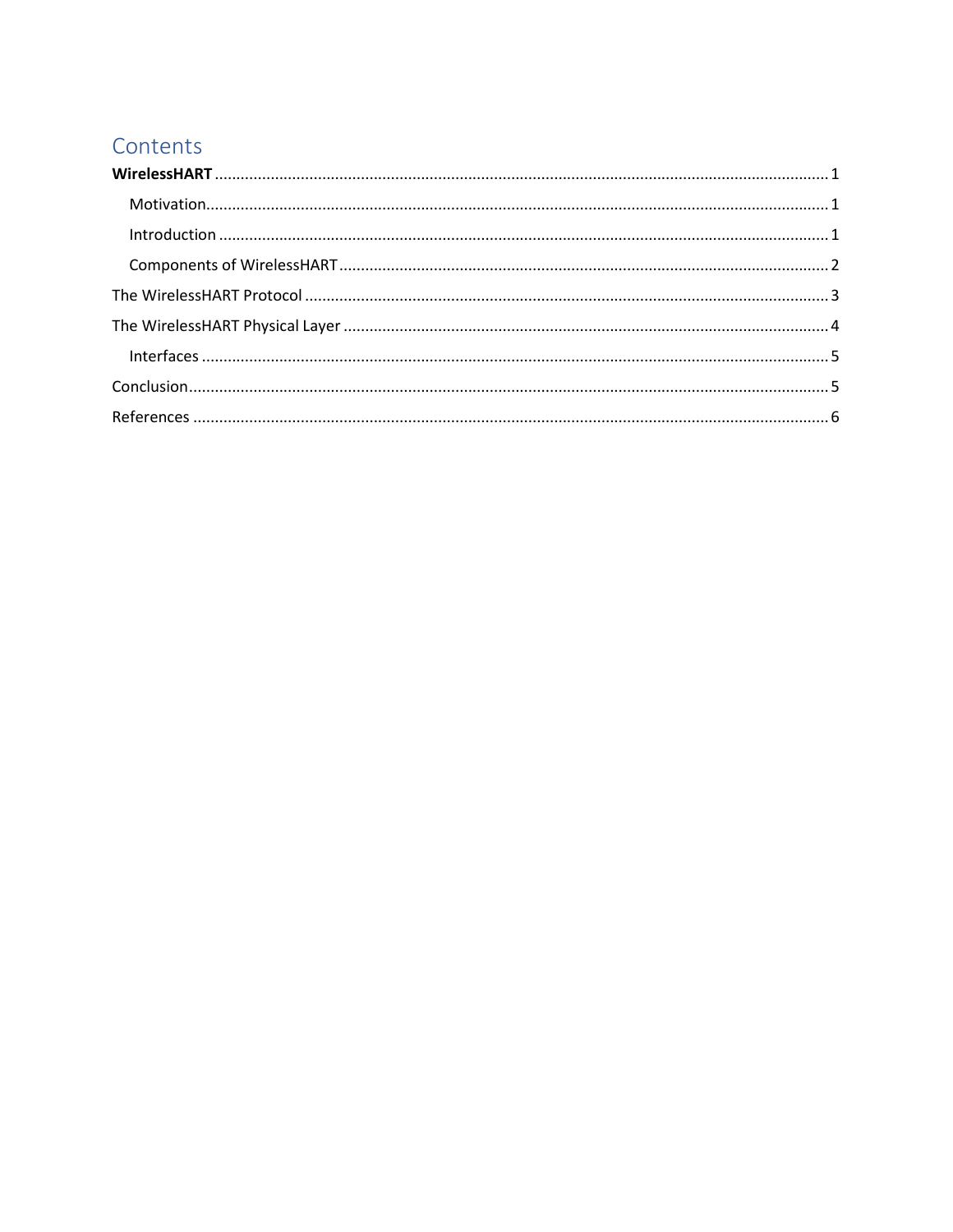# Contents

**WirelessHART** .......... 1

- Motivation .......... 1
- Introduction .......... 1
- Components of WirelessHART .......... 2

The WirelessHART Protocol .......... 3

The WirelessHART Physical Layer .......... 4

- Interfaces .......... 5

Conclusion .......... 5

References .......... 6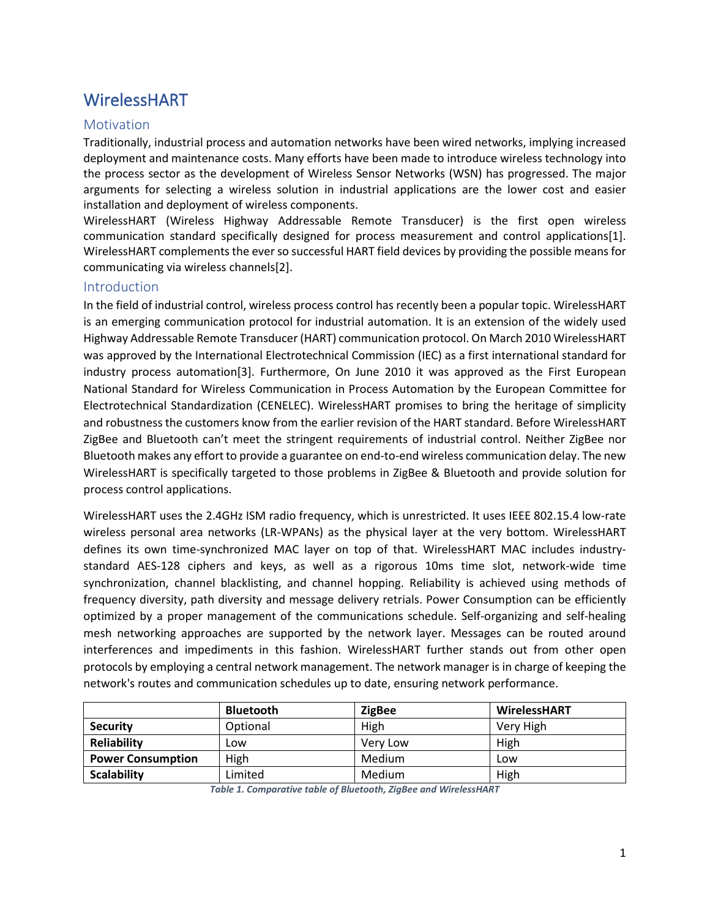# WirelessHART

## Motivation

Traditionally, industrial process and automation networks have been wired networks, implying increased deployment and maintenance costs. Many efforts have been made to introduce wireless technology into the process sector as the development of Wireless Sensor Networks (WSN) has progressed. The major arguments for selecting a wireless solution in industrial applications are the lower cost and easier installation and deployment of wireless components.

WirelessHART (Wireless Highway Addressable Remote Transducer) is the first open wireless communication standard specifically designed for process measurement and control applications[1]. WirelessHART complements the ever so successful HART field devices by providing the possible means for communicating via wireless channels[2].

## Introduction

In the field of industrial control, wireless process control has recently been a popular topic. WirelessHART is an emerging communication protocol for industrial automation. It is an extension of the widely used Highway Addressable Remote Transducer (HART) communication protocol. On March 2010 WirelessHART was approved by the International Electrotechnical Commission (IEC) as a first international standard for industry process automation[3]. Furthermore, On June 2010 it was approved as the First European National Standard for Wireless Communication in Process Automation by the European Committee for Electrotechnical Standardization (CENELEC). WirelessHART promises to bring the heritage of simplicity and robustness the customers know from the earlier revision of the HART standard. Before WirelessHART ZigBee and Bluetooth can't meet the stringent requirements of industrial control. Neither ZigBee nor Bluetooth makes any effort to provide a guarantee on end-to-end wireless communication delay. The new WirelessHART is specifically targeted to those problems in ZigBee & Bluetooth and provide solution for process control applications.

WirelessHART uses the 2.4GHz ISM radio frequency, which is unrestricted. It uses IEEE 802.15.4 low-rate wireless personal area networks (LR-WPANs) as the physical layer at the very bottom. WirelessHART defines its own time-synchronized MAC layer on top of that. WirelessHART MAC includes industry-standard AES-128 ciphers and keys, as well as a rigorous 10ms time slot, network-wide time synchronization, channel blacklisting, and channel hopping. Reliability is achieved using methods of frequency diversity, path diversity and message delivery retrials. Power Consumption can be efficiently optimized by a proper management of the communications schedule. Self-organizing and self-healing mesh networking approaches are supported by the network layer. Messages can be routed around interferences and impediments in this fashion. WirelessHART further stands out from other open protocols by employing a central network management. The network manager is in charge of keeping the network's routes and communication schedules up to date, ensuring network performance.

| | **Bluetooth** | **ZigBee** | **WirelessHART** |
|---|---|---|---|
| **Security** | Optional | High | Very High |
| **Reliability** | Low | Very Low | High |
| **Power Consumption** | High | Medium | Low |
| **Scalability** | Limited | Medium | High |

*Table 1. Comparative table of Bluetooth, ZigBee and WirelessHART*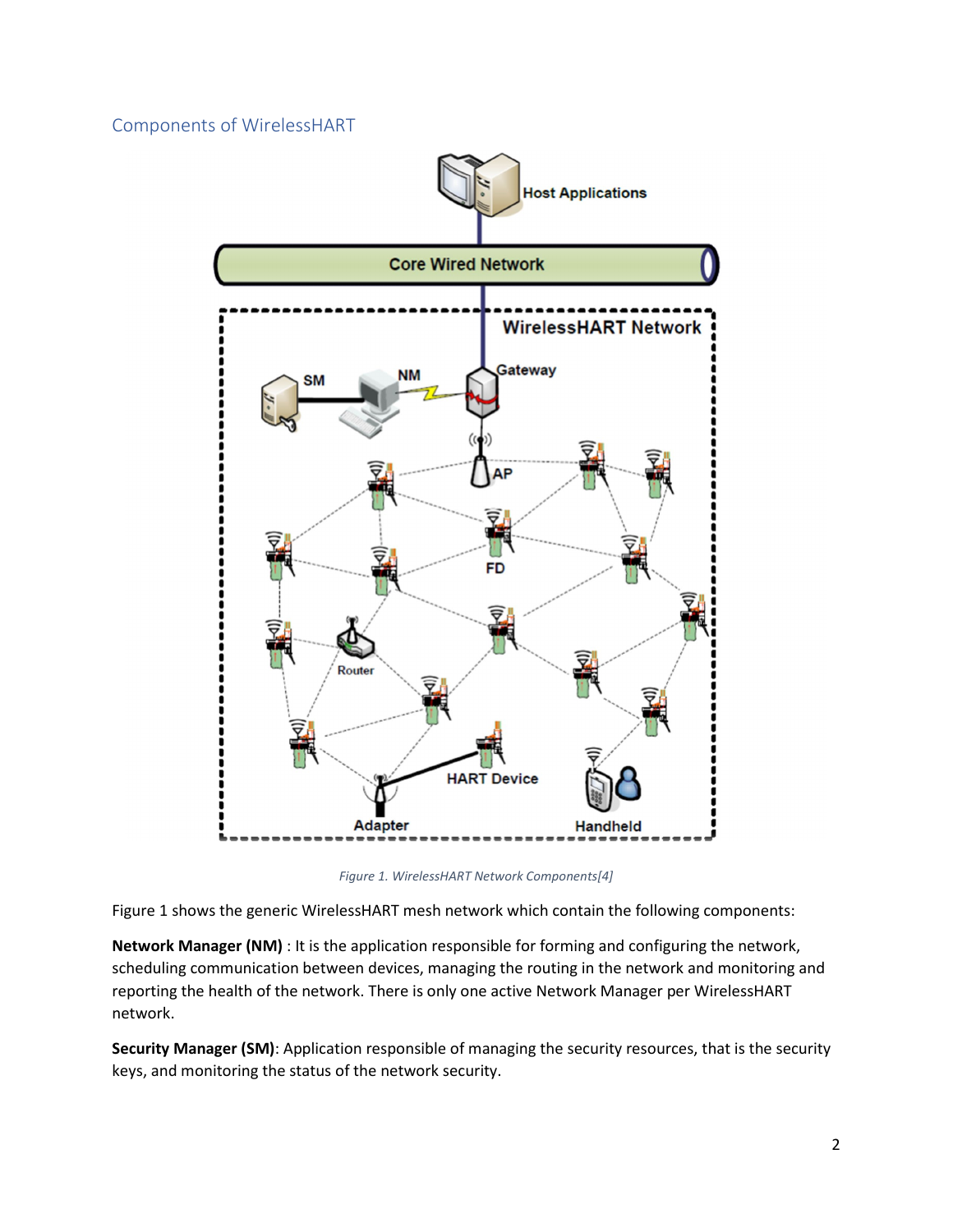## Components of WirelessHART

*Figure 1. WirelessHART Network Components[4]*

Figure 1 shows the generic WirelessHART mesh network which contain the following components:

**Network Manager (NM)** : It is the application responsible for forming and configuring the network, scheduling communication between devices, managing the routing in the network and monitoring and reporting the health of the network. There is only one active Network Manager per WirelessHART network.

**Security Manager (SM)**: Application responsible of managing the security resources, that is the security keys, and monitoring the status of the network security.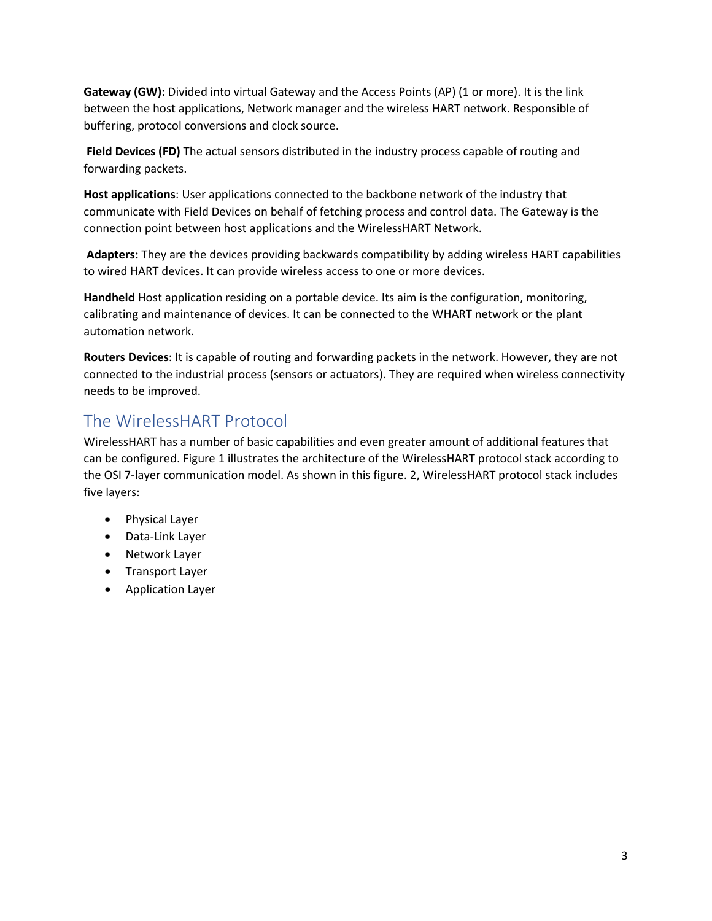**Gateway (GW):** Divided into virtual Gateway and the Access Points (AP) (1 or more). It is the link between the host applications, Network manager and the wireless HART network. Responsible of buffering, protocol conversions and clock source.

**Field Devices (FD)** The actual sensors distributed in the industry process capable of routing and forwarding packets.

**Host applications**: User applications connected to the backbone network of the industry that communicate with Field Devices on behalf of fetching process and control data. The Gateway is the connection point between host applications and the WirelessHART Network.

**Adapters:** They are the devices providing backwards compatibility by adding wireless HART capabilities to wired HART devices. It can provide wireless access to one or more devices.

**Handheld** Host application residing on a portable device. Its aim is the configuration, monitoring, calibrating and maintenance of devices. It can be connected to the WHART network or the plant automation network.

**Routers Devices**: It is capable of routing and forwarding packets in the network. However, they are not connected to the industrial process (sensors or actuators). They are required when wireless connectivity needs to be improved.

## The WirelessHART Protocol

WirelessHART has a number of basic capabilities and even greater amount of additional features that can be configured. Figure 1 illustrates the architecture of the WirelessHART protocol stack according to the OSI 7-layer communication model. As shown in this figure. 2, WirelessHART protocol stack includes five layers:

- Physical Layer
- Data-Link Layer
- Network Layer
- Transport Layer
- Application Layer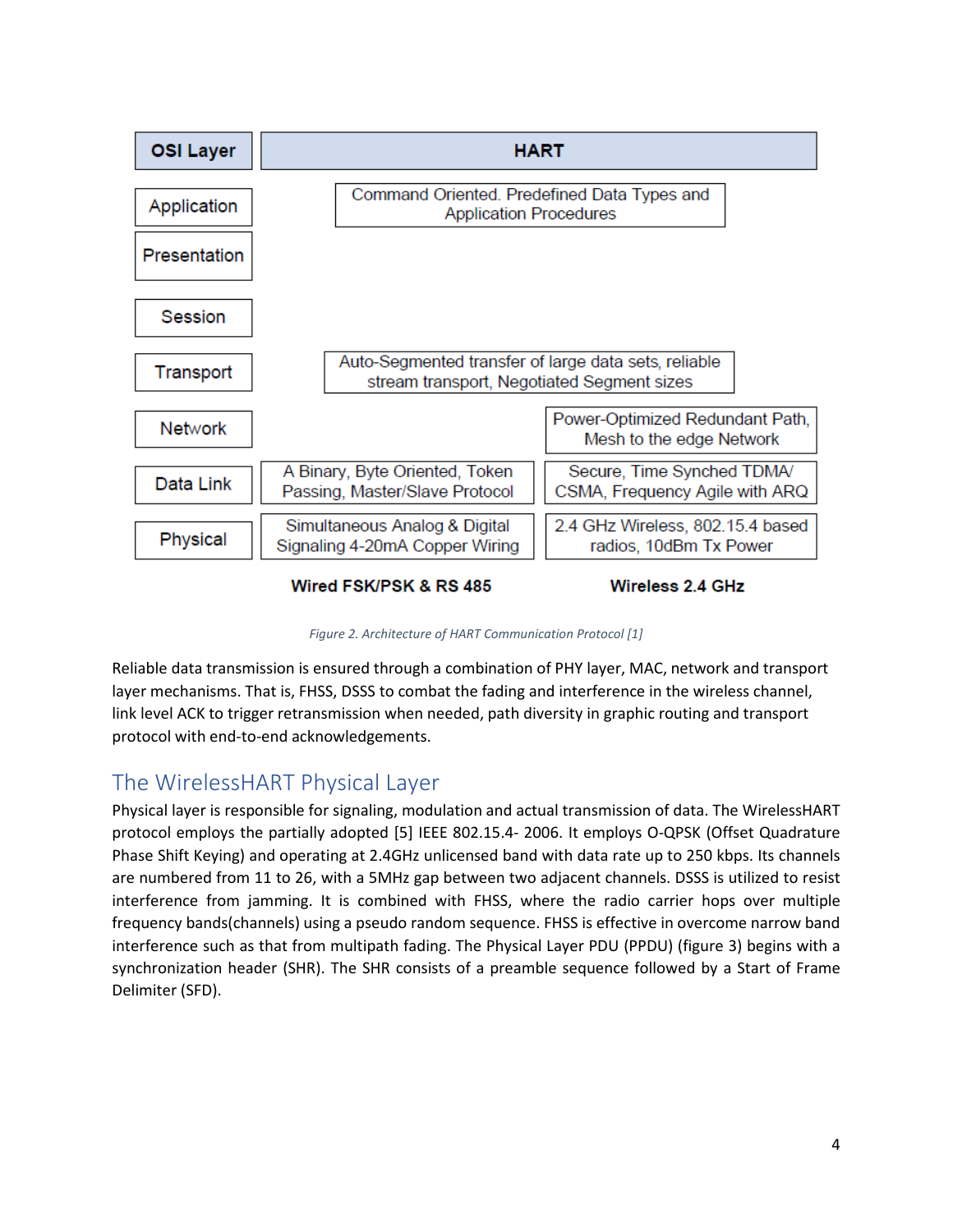| OSI Layer | HART | |
|---|---|---|
| Application | Command Oriented. Predefined Data Types and Application Procedures | |
| Presentation | | |
| Session | | |
| Transport | Auto-Segmented transfer of large data sets, reliable stream transport, Negotiated Segment sizes | |
| Network | | Power-Optimized Redundant Path, Mesh to the edge Network |
| Data Link | A Binary, Byte Oriented, Token Passing, Master/Slave Protocol | Secure, Time Synched TDMA/ CSMA, Frequency Agile with ARQ |
| Physical | Simultaneous Analog & Digital Signaling 4-20mA Copper Wiring | 2.4 GHz Wireless, 802.15.4 based radios, 10dBm Tx Power |
| | **Wired FSK/PSK & RS 485** | **Wireless 2.4 GHz** |

*Figure 2. Architecture of HART Communication Protocol [1]*

Reliable data transmission is ensured through a combination of PHY layer, MAC, network and transport layer mechanisms. That is, FHSS, DSSS to combat the fading and interference in the wireless channel, link level ACK to trigger retransmission when needed, path diversity in graphic routing and transport protocol with end-to-end acknowledgements.

## The WirelessHART Physical Layer

Physical layer is responsible for signaling, modulation and actual transmission of data. The WirelessHART protocol employs the partially adopted [5] IEEE 802.15.4- 2006. It employs O-QPSK (Offset Quadrature Phase Shift Keying) and operating at 2.4GHz unlicensed band with data rate up to 250 kbps. Its channels are numbered from 11 to 26, with a 5MHz gap between two adjacent channels. DSSS is utilized to resist interference from jamming. It is combined with FHSS, where the radio carrier hops over multiple frequency bands(channels) using a pseudo random sequence. FHSS is effective in overcome narrow band interference such as that from multipath fading. The Physical Layer PDU (PPDU) (figure 3) begins with a synchronization header (SHR). The SHR consists of a preamble sequence followed by a Start of Frame Delimiter (SFD).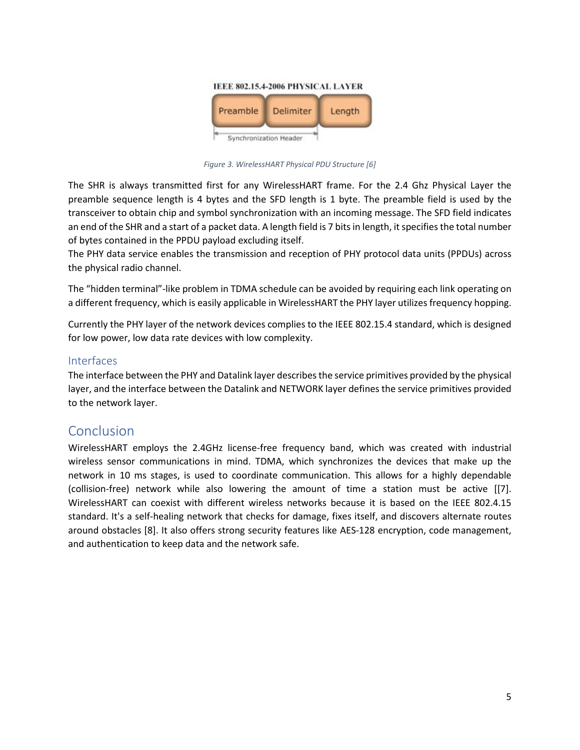IEEE 802.15.4-2006 PHYSICAL LAYER

Preamble | Delimiter | Length

Synchronization Header

*Figure 3. WirelessHART Physical PDU Structure [6]*

The SHR is always transmitted first for any WirelessHART frame. For the 2.4 Ghz Physical Layer the preamble sequence length is 4 bytes and the SFD length is 1 byte. The preamble field is used by the transceiver to obtain chip and symbol synchronization with an incoming message. The SFD field indicates an end of the SHR and a start of a packet data. A length field is 7 bits in length, it specifies the total number of bytes contained in the PPDU payload excluding itself.
The PHY data service enables the transmission and reception of PHY protocol data units (PPDUs) across the physical radio channel.

The "hidden terminal"-like problem in TDMA schedule can be avoided by requiring each link operating on a different frequency, which is easily applicable in WirelessHART the PHY layer utilizes frequency hopping.

Currently the PHY layer of the network devices complies to the IEEE 802.15.4 standard, which is designed for low power, low data rate devices with low complexity.

### Interfaces

The interface between the PHY and Datalink layer describes the service primitives provided by the physical layer, and the interface between the Datalink and NETWORK layer defines the service primitives provided to the network layer.

## Conclusion

WirelessHART employs the 2.4GHz license-free frequency band, which was created with industrial wireless sensor communications in mind. TDMA, which synchronizes the devices that make up the network in 10 ms stages, is used to coordinate communication. This allows for a highly dependable (collision-free) network while also lowering the amount of time a station must be active [[7]. WirelessHART can coexist with different wireless networks because it is based on the IEEE 802.4.15 standard. It's a self-healing network that checks for damage, fixes itself, and discovers alternate routes around obstacles [8]. It also offers strong security features like AES-128 encryption, code management, and authentication to keep data and the network safe.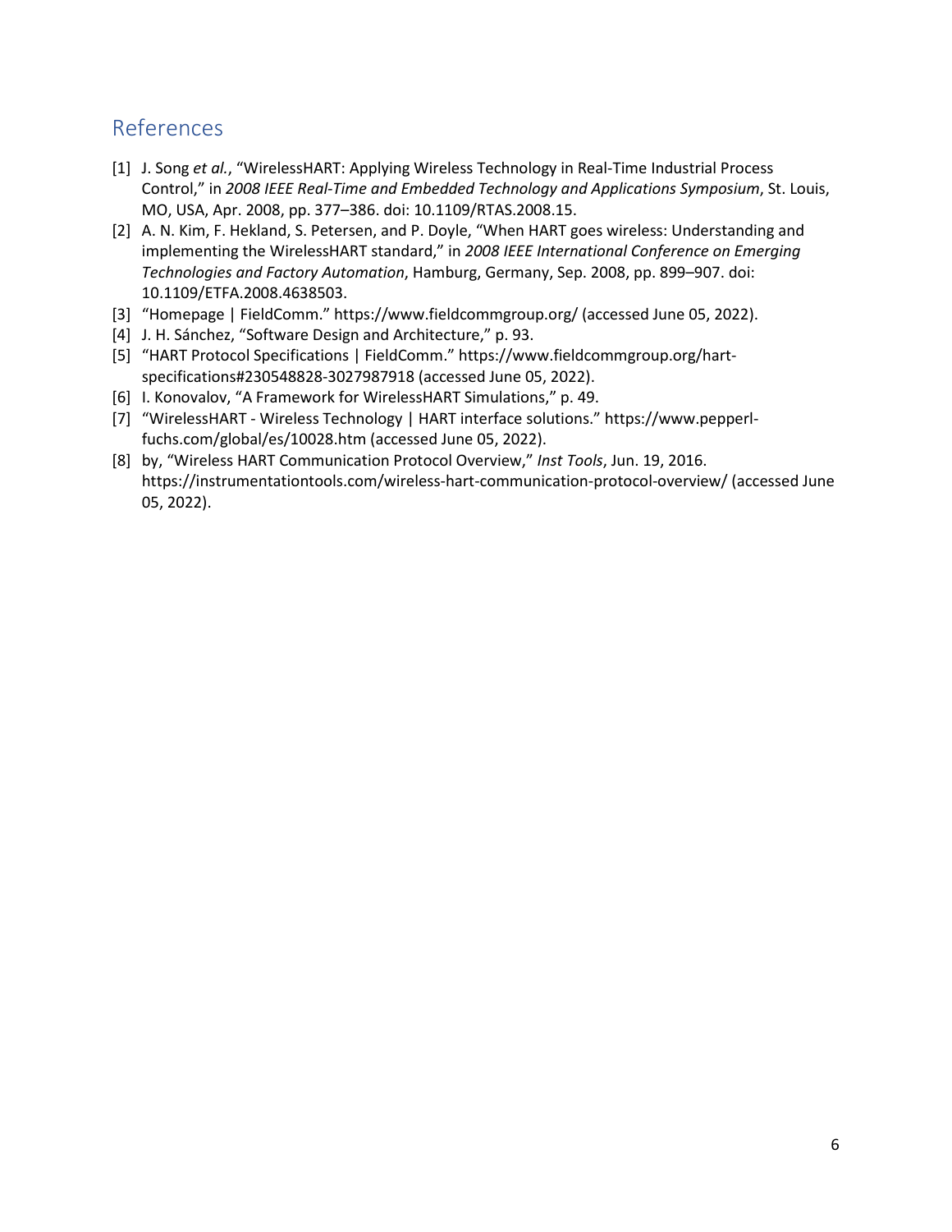## References

[1] J. Song *et al.*, "WirelessHART: Applying Wireless Technology in Real-Time Industrial Process Control," in *2008 IEEE Real-Time and Embedded Technology and Applications Symposium*, St. Louis, MO, USA, Apr. 2008, pp. 377–386. doi: 10.1109/RTAS.2008.15.

[2] A. N. Kim, F. Hekland, S. Petersen, and P. Doyle, "When HART goes wireless: Understanding and implementing the WirelessHART standard," in *2008 IEEE International Conference on Emerging Technologies and Factory Automation*, Hamburg, Germany, Sep. 2008, pp. 899–907. doi: 10.1109/ETFA.2008.4638503.

[3] "Homepage | FieldComm." https://www.fieldcommgroup.org/ (accessed June 05, 2022).

[4] J. H. Sánchez, "Software Design and Architecture," p. 93.

[5] "HART Protocol Specifications | FieldComm." https://www.fieldcommgroup.org/hart-specifications#230548828-3027987918 (accessed June 05, 2022).

[6] I. Konovalov, "A Framework for WirelessHART Simulations," p. 49.

[7] "WirelessHART - Wireless Technology | HART interface solutions." https://www.pepperl-fuchs.com/global/es/10028.htm (accessed June 05, 2022).

[8] by, "Wireless HART Communication Protocol Overview," *Inst Tools*, Jun. 19, 2016. https://instrumentationtools.com/wireless-hart-communication-protocol-overview/ (accessed June 05, 2022).